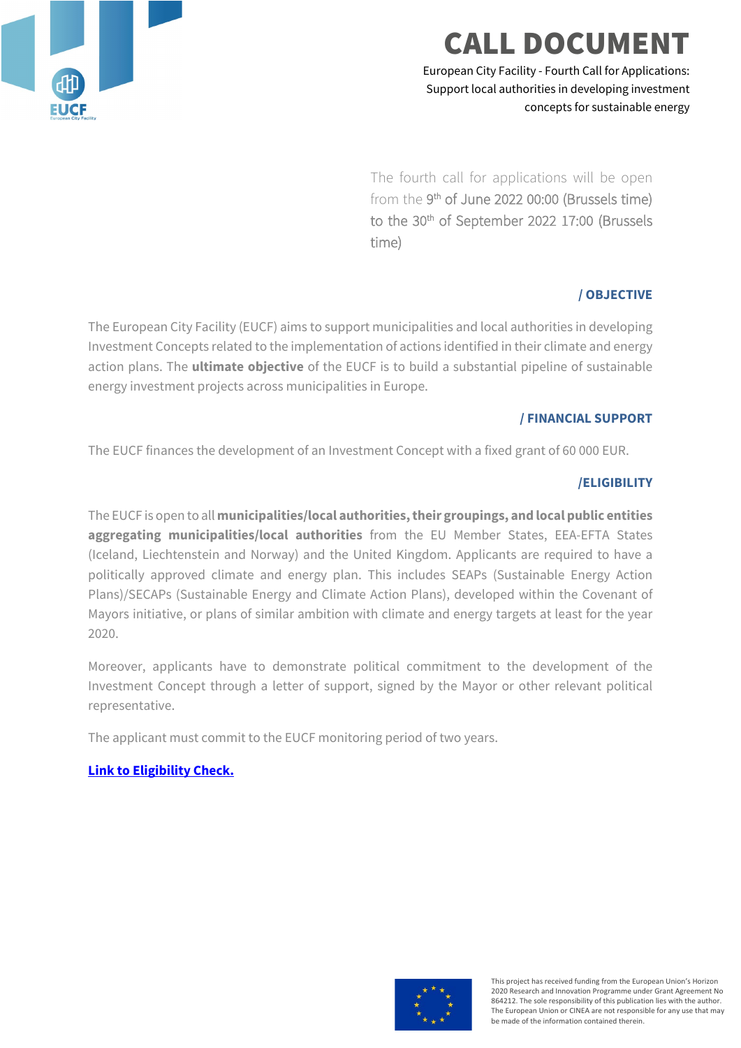# CALL DOCUMENT

European City Facility - Fourth Call for Applications: Support local authorities in developing investment concepts for sustainable energy

The fourth call for applications will be open from the 9th of June 2022 00:00 (Brussels time) to the 30th of September 2022 17:00 (Brussels time)

## / OBJECTIVE

The European City Facility (EUCF) aims to support municipalities and local authorities in developing Investment Concepts related to the implementation of actions identified in their climate and energy action plans. The **ultimate objective** of the EUCF is to build a substantial pipeline of sustainable energy investment projects across municipalities in Europe.

## / FINANCIAL SUPPORT

The EUCF finances the development of an Investment Concept with a fixed grant of 60 000 EUR.

## /ELIGIBILITY

The EUCF is open to all **municipalities/local authorities, their groupings, and local public entities aggregating municipalities/local authorities** from the EU Member States, EEA-EFTA States (Iceland, Liechtenstein and Norway) and the United Kingdom. Applicants are required to have a politically approved climate and energy plan. This includes SEAPs (Sustainable Energy Action Plans)/SECAPs (Sustainable Energy and Climate Action Plans), developed within the Covenant of Mayors initiative, or plans of similar ambition with climate and energy targets at least for the year 2020.

Moreover, applicants have to demonstrate political commitment to the development of the Investment Concept through a letter of support, signed by the Mayor or other relevant political representative.

The applicant must commit to the EUCF monitoring period of two years.

**Link to Eligibility Check.**

This project has received funding from the European Union's Horizon 2020 Research and Innovation Programme under Grant Agreement No 864212. The sole responsibility of this publication lies with the author. The European Union or CINEA are not responsible for any use that may be made of the information contained therein.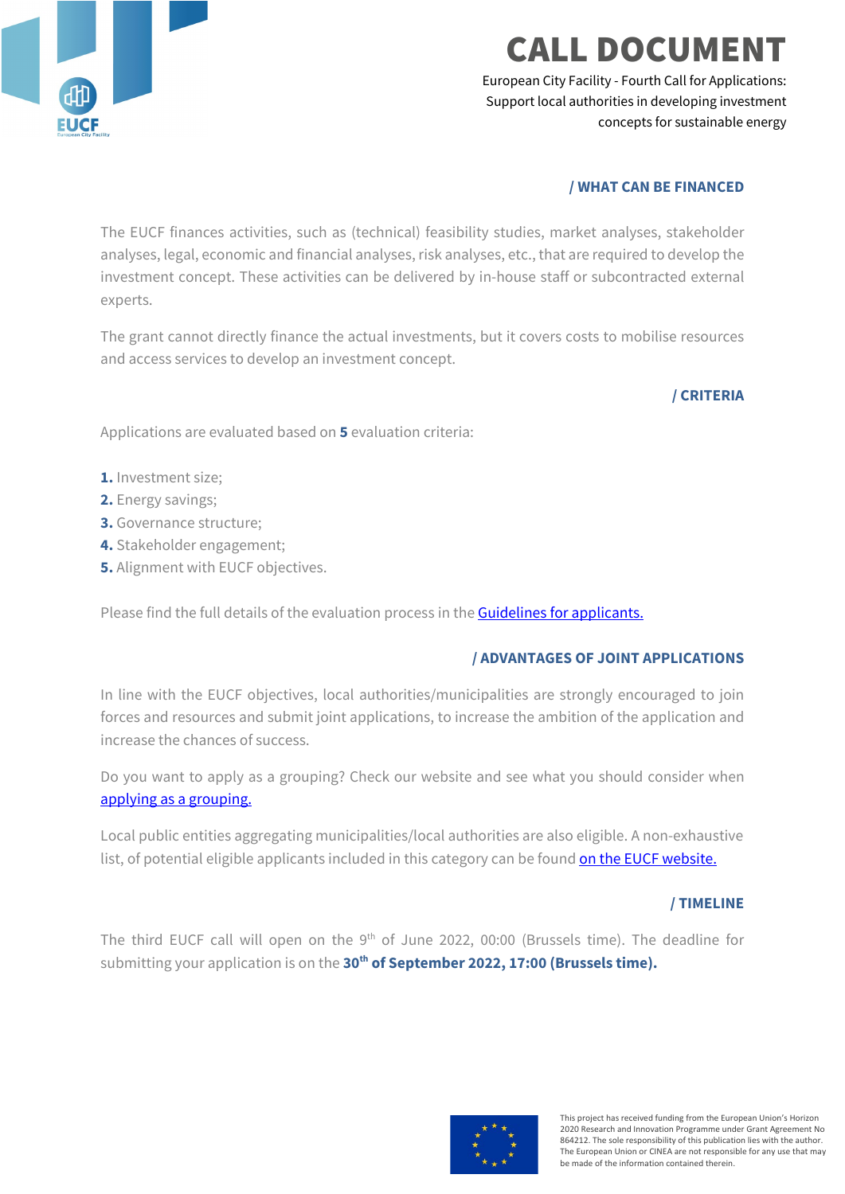## / WHAT CAN BE FINANCED

The EUCF finances activities, such as (technical) feasibility studies, market analyses, stakeholder analyses, legal, economic and financial analyses, risk analyses, etc., that are required to develop the investment concept. These activities can be delivered by in-house staff or subcontracted external experts.

The grant cannot directly finance the actual investments, but it covers costs to mobilise resources and access services to develop an investment concept.

## / CRITERIA

Applications are evaluated based on **5** evaluation criteria:

**1.** Investment size;
**2.** Energy savings;
**3.** Governance structure;
**4.** Stakeholder engagement;
**5.** Alignment with EUCF objectives.

Please find the full details of the evaluation process in the Guidelines for applicants.

## / ADVANTAGES OF JOINT APPLICATIONS

In line with the EUCF objectives, local authorities/municipalities are strongly encouraged to join forces and resources and submit joint applications, to increase the ambition of the application and increase the chances of success.

Do you want to apply as a grouping? Check our website and see what you should consider when applying as a grouping.

Local public entities aggregating municipalities/local authorities are also eligible. A non-exhaustive list, of potential eligible applicants included in this category can be found on the EUCF website.

## / TIMELINE

The third EUCF call will open on the 9th of June 2022, 00:00 (Brussels time). The deadline for submitting your application is on the **30th of September 2022, 17:00 (Brussels time).**

This project has received funding from the European Union's Horizon 2020 Research and Innovation Programme under Grant Agreement No 864212. The sole responsibility of this publication lies with the author. The European Union or CINEA are not responsible for any use that may be made of the information contained therein.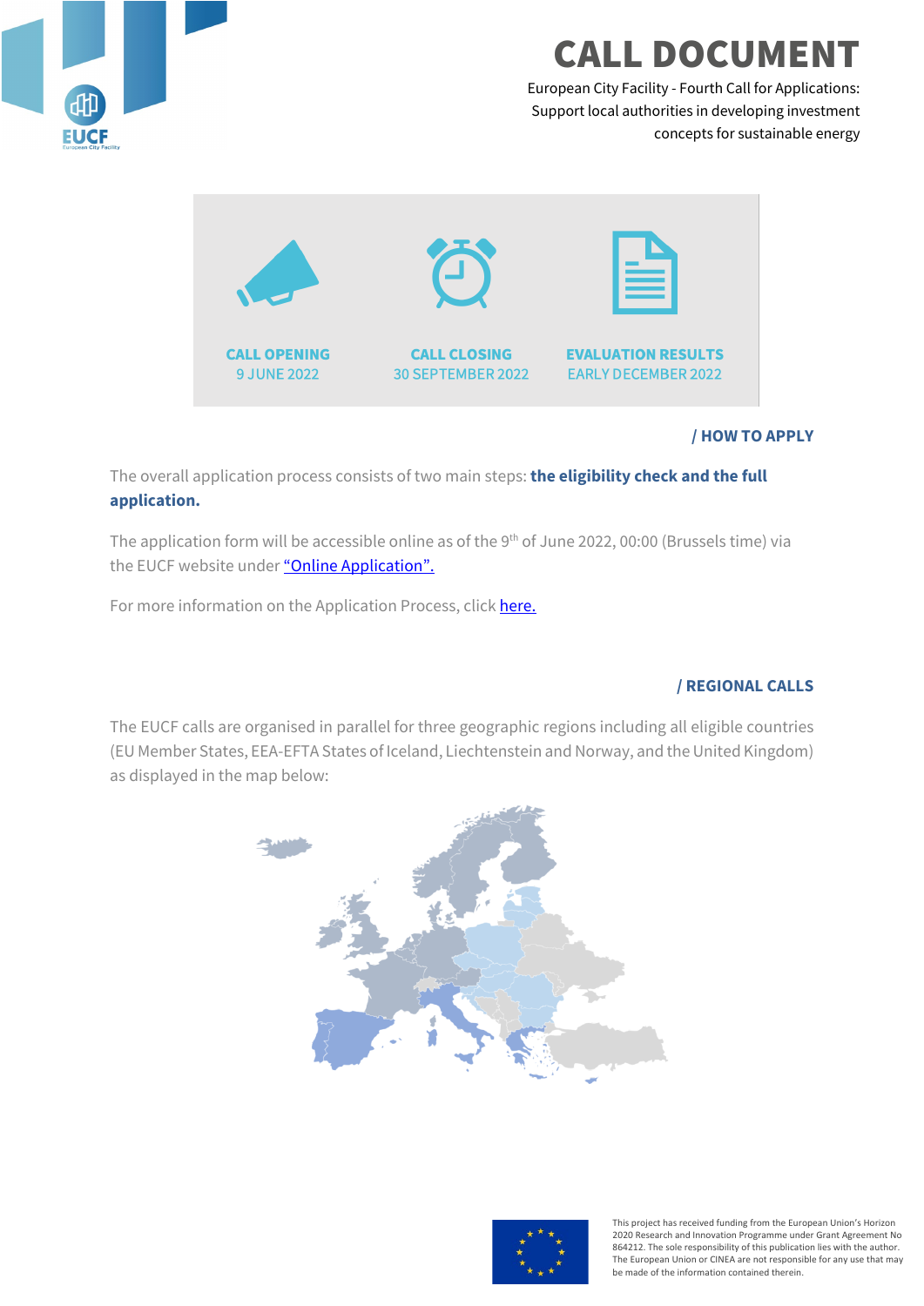# CALL DOCUMENT

European City Facility - Fourth Call for Applications: Support local authorities in developing investment concepts for sustainable energy

| CALL OPENING | CALL CLOSING | EVALUATION RESULTS |
|---|---|---|
| 9 JUNE 2022 | 30 SEPTEMBER 2022 | EARLY DECEMBER 2022 |

## / HOW TO APPLY

The overall application process consists of two main steps: **the eligibility check and the full application.**

The application form will be accessible online as of the 9th of June 2022, 00:00 (Brussels time) via the EUCF website under "Online Application".

For more information on the Application Process, click here.

## / REGIONAL CALLS

The EUCF calls are organised in parallel for three geographic regions including all eligible countries (EU Member States, EEA-EFTA States of Iceland, Liechtenstein and Norway, and the United Kingdom) as displayed in the map below:

This project has received funding from the European Union's Horizon 2020 Research and Innovation Programme under Grant Agreement No 864212. The sole responsibility of this publication lies with the author. The European Union or CINEA are not responsible for any use that may be made of the information contained therein.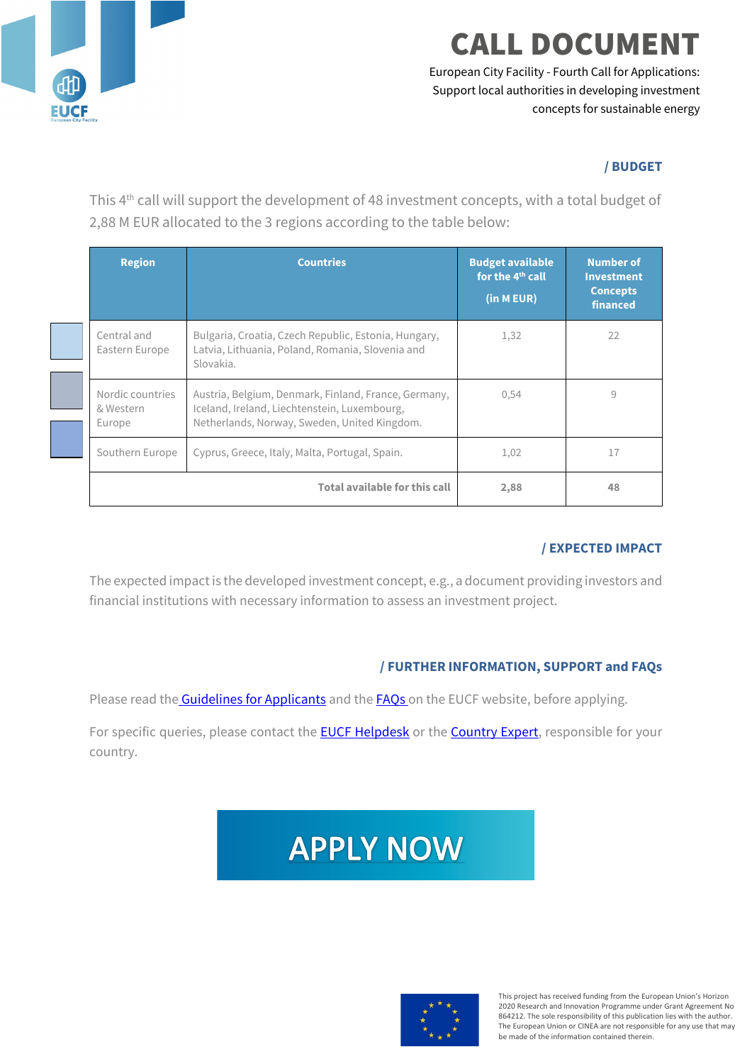# CALL DOCUMENT

European City Facility - Fourth Call for Applications: Support local authorities in developing investment concepts for sustainable energy

## / BUDGET

This 4th call will support the development of 48 investment concepts, with a total budget of 2,88 M EUR allocated to the 3 regions according to the table below:

| Region | Countries | Budget available for the 4th call (in M EUR) | Number of Investment Concepts financed |
|---|---|---|---|
| Central and Eastern Europe | Bulgaria, Croatia, Czech Republic, Estonia, Hungary, Latvia, Lithuania, Poland, Romania, Slovenia and Slovakia. | 1,32 | 22 |
| Nordic countries & Western Europe | Austria, Belgium, Denmark, Finland, France, Germany, Iceland, Ireland, Liechtenstein, Luxembourg, Netherlands, Norway, Sweden, United Kingdom. | 0,54 | 9 |
| Southern Europe | Cyprus, Greece, Italy, Malta, Portugal, Spain. | 1,02 | 17 |
| | **Total available for this call** | **2,88** | **48** |

## / EXPECTED IMPACT

The expected impact is the developed investment concept, e.g., a document providing investors and financial institutions with necessary information to assess an investment project.

## / FURTHER INFORMATION, SUPPORT and FAQs

Please read the Guidelines for Applicants and the FAQs on the EUCF website, before applying.

For specific queries, please contact the EUCF Helpdesk or the Country Expert, responsible for your country.

APPLY NOW

This project has received funding from the European Union's Horizon 2020 Research and Innovation Programme under Grant Agreement No 864212. The sole responsibility of this publication lies with the author. The European Union or CINEA are not responsible for any use that may be made of the information contained therein.